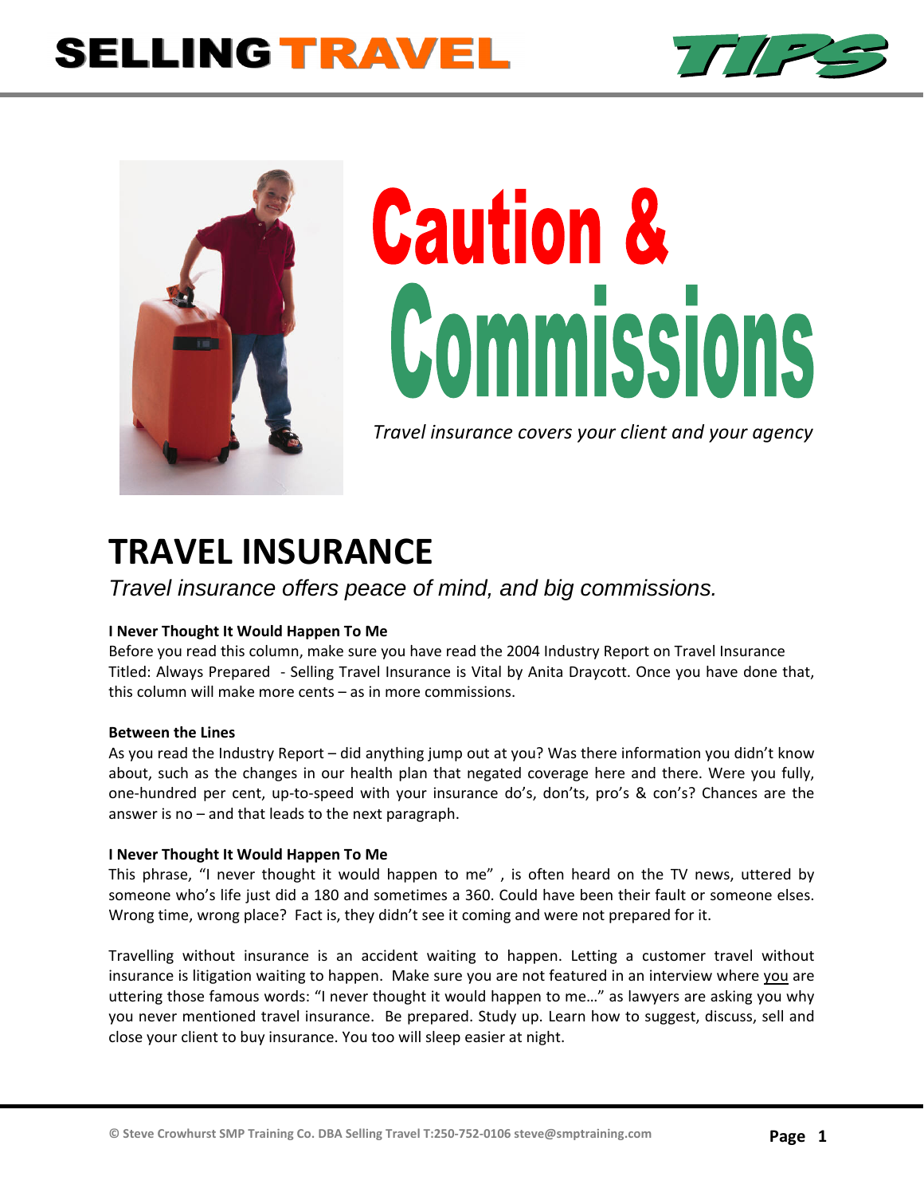# Caution & Commissions

*Travel insurance covers your client and your agency*

## TRAVEL INSURANCE

*Travel insurance offers peace of mind, and big commissions.*

**I Never Thought It Would Happen To Me**

Before you read this column, make sure you have read the 2004 Industry Report on Travel Insurance Titled: Always Prepared - Selling Travel Insurance is Vital by Anita Draycott. Once you have done that, this column will make more cents – as in more commissions.

**Between the Lines**

As you read the Industry Report – did anything jump out at you? Was there information you didn't know about, such as the changes in our health plan that negated coverage here and there. Were you fully, one-hundred per cent, up-to-speed with your insurance do's, don'ts, pro's & con's? Chances are the answer is no – and that leads to the next paragraph.

**I Never Thought It Would Happen To Me**

This phrase, "I never thought it would happen to me" , is often heard on the TV news, uttered by someone who's life just did a 180 and sometimes a 360. Could have been their fault or someone elses. Wrong time, wrong place? Fact is, they didn't see it coming and were not prepared for it.

Travelling without insurance is an accident waiting to happen. Letting a customer travel without insurance is litigation waiting to happen. Make sure you are not featured in an interview where <u>you</u> are uttering those famous words: "I never thought it would happen to me…" as lawyers are asking you why you never mentioned travel insurance. Be prepared. Study up. Learn how to suggest, discuss, sell and close your client to buy insurance. You too will sleep easier at night.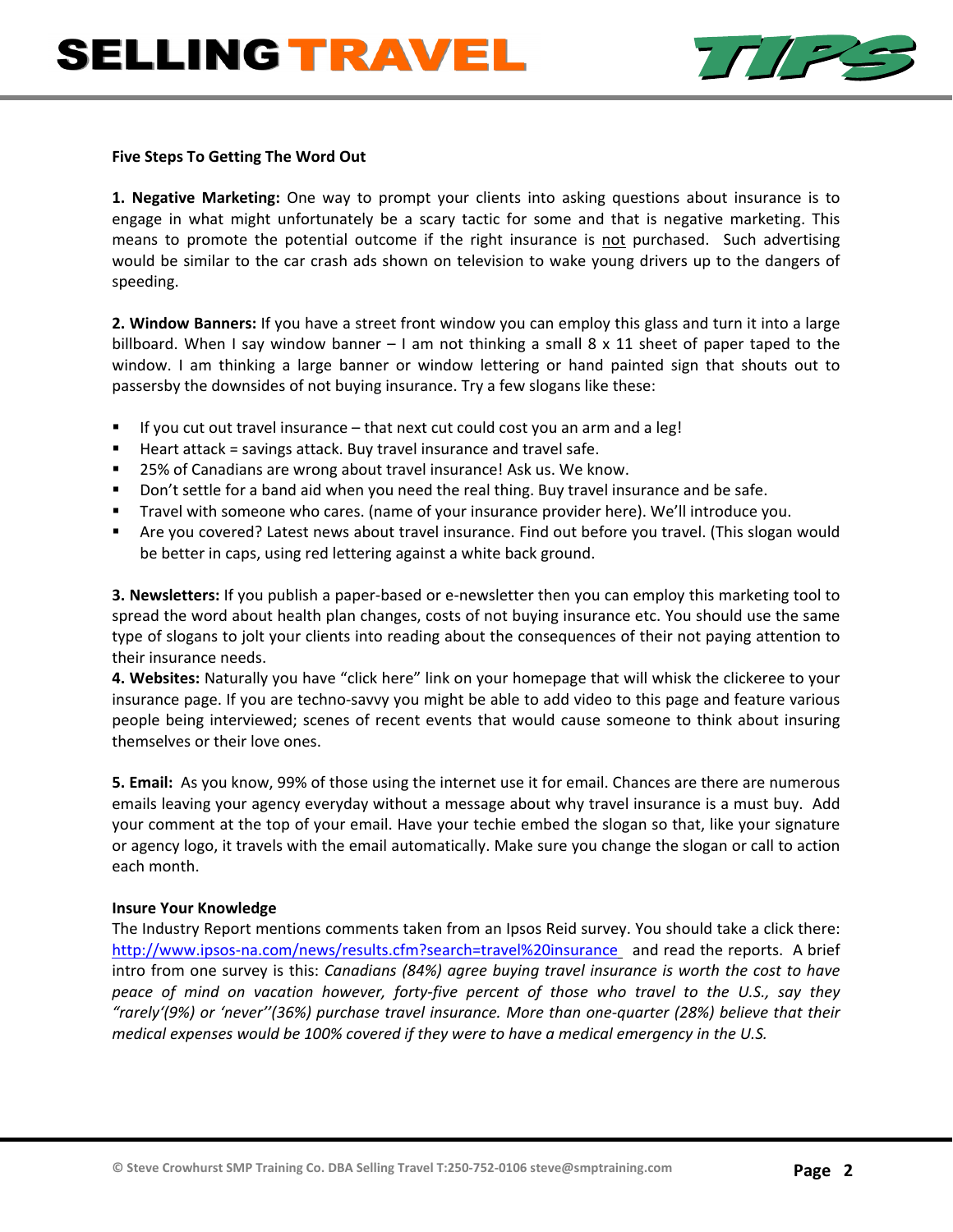**Five Steps To Getting The Word Out**

**1. Negative Marketing:** One way to prompt your clients into asking questions about insurance is to engage in what might unfortunately be a scary tactic for some and that is negative marketing. This means to promote the potential outcome if the right insurance is not purchased. Such advertising would be similar to the car crash ads shown on television to wake young drivers up to the dangers of speeding.

**2. Window Banners:** If you have a street front window you can employ this glass and turn it into a large billboard. When I say window banner – I am not thinking a small 8 x 11 sheet of paper taped to the window. I am thinking a large banner or window lettering or hand painted sign that shouts out to passersby the downsides of not buying insurance. Try a few slogans like these:

- If you cut out travel insurance – that next cut could cost you an arm and a leg!
- Heart attack = savings attack. Buy travel insurance and travel safe.
- 25% of Canadians are wrong about travel insurance! Ask us. We know.
- Don't settle for a band aid when you need the real thing. Buy travel insurance and be safe.
- Travel with someone who cares. (name of your insurance provider here). We'll introduce you.
- Are you covered? Latest news about travel insurance. Find out before you travel. (This slogan would be better in caps, using red lettering against a white back ground.

**3. Newsletters:** If you publish a paper-based or e-newsletter then you can employ this marketing tool to spread the word about health plan changes, costs of not buying insurance etc. You should use the same type of slogans to jolt your clients into reading about the consequences of their not paying attention to their insurance needs.

**4. Websites:** Naturally you have "click here" link on your homepage that will whisk the clickeree to your insurance page. If you are techno-savvy you might be able to add video to this page and feature various people being interviewed; scenes of recent events that would cause someone to think about insuring themselves or their love ones.

**5. Email:** As you know, 99% of those using the internet use it for email. Chances are there are numerous emails leaving your agency everyday without a message about why travel insurance is a must buy. Add your comment at the top of your email. Have your techie embed the slogan so that, like your signature or agency logo, it travels with the email automatically. Make sure you change the slogan or call to action each month.

**Insure Your Knowledge**

The Industry Report mentions comments taken from an Ipsos Reid survey. You should take a click there: http://www.ipsos-na.com/news/results.cfm?search=travel%20insurance and read the reports. A brief intro from one survey is this: *Canadians (84%) agree buying travel insurance is worth the cost to have peace of mind on vacation however, forty-five percent of those who travel to the U.S., say they "rarely'(9%) or 'never''(36%) purchase travel insurance. More than one-quarter (28%) believe that their medical expenses would be 100% covered if they were to have a medical emergency in the U.S.*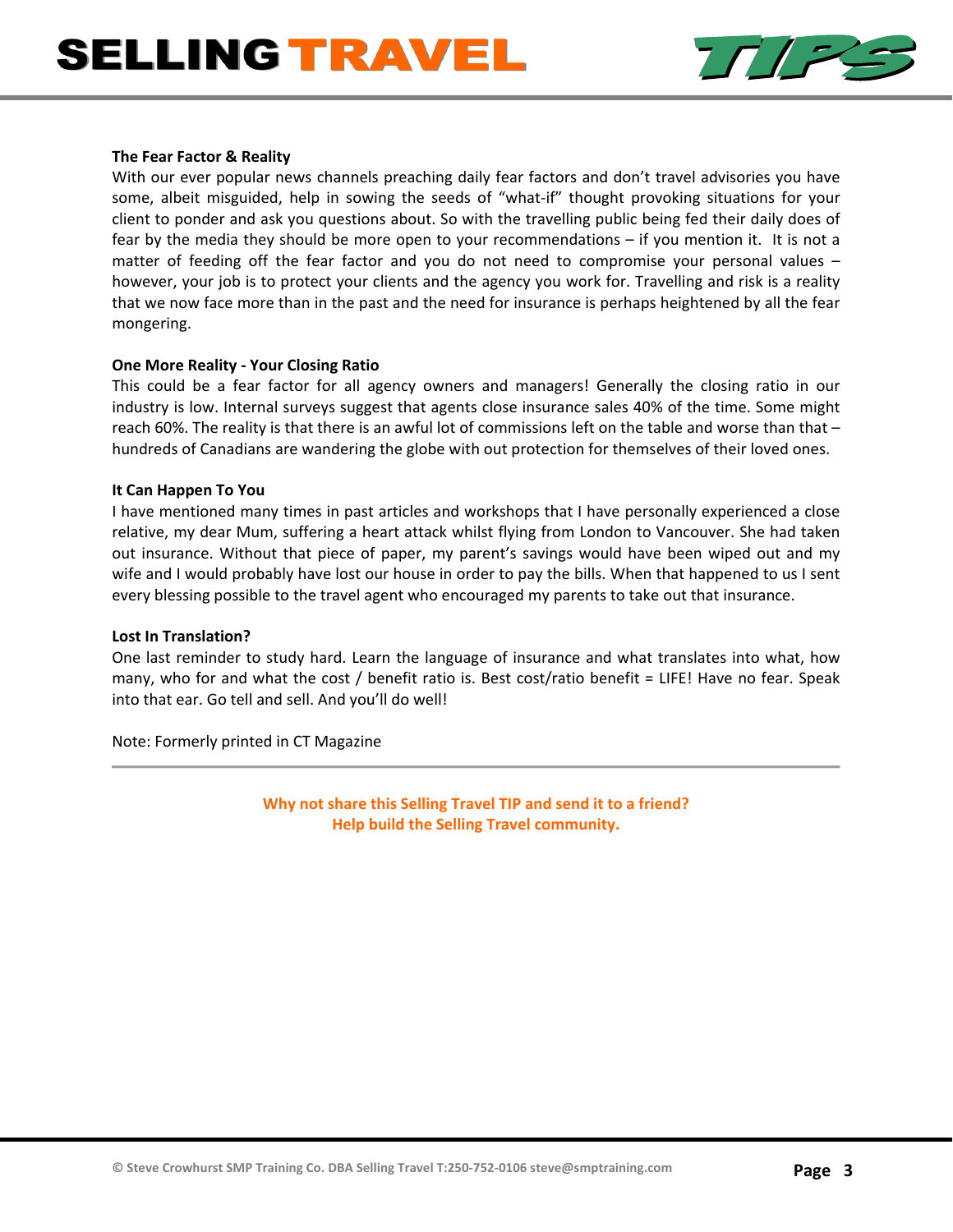**The Fear Factor & Reality**

With our ever popular news channels preaching daily fear factors and don't travel advisories you have some, albeit misguided, help in sowing the seeds of "what-if" thought provoking situations for your client to ponder and ask you questions about. So with the travelling public being fed their daily does of fear by the media they should be more open to your recommendations – if you mention it. It is not a matter of feeding off the fear factor and you do not need to compromise your personal values – however, your job is to protect your clients and the agency you work for. Travelling and risk is a reality that we now face more than in the past and the need for insurance is perhaps heightened by all the fear mongering.

**One More Reality - Your Closing Ratio**

This could be a fear factor for all agency owners and managers! Generally the closing ratio in our industry is low. Internal surveys suggest that agents close insurance sales 40% of the time. Some might reach 60%. The reality is that there is an awful lot of commissions left on the table and worse than that – hundreds of Canadians are wandering the globe with out protection for themselves of their loved ones.

**It Can Happen To You**

I have mentioned many times in past articles and workshops that I have personally experienced a close relative, my dear Mum, suffering a heart attack whilst flying from London to Vancouver. She had taken out insurance. Without that piece of paper, my parent's savings would have been wiped out and my wife and I would probably have lost our house in order to pay the bills. When that happened to us I sent every blessing possible to the travel agent who encouraged my parents to take out that insurance.

**Lost In Translation?**

One last reminder to study hard. Learn the language of insurance and what translates into what, how many, who for and what the cost / benefit ratio is. Best cost/ratio benefit = LIFE! Have no fear. Speak into that ear. Go tell and sell. And you'll do well!

Note: Formerly printed in CT Magazine

---

**Why not share this Selling Travel TIP and send it to a friend?**
**Help build the Selling Travel community.**